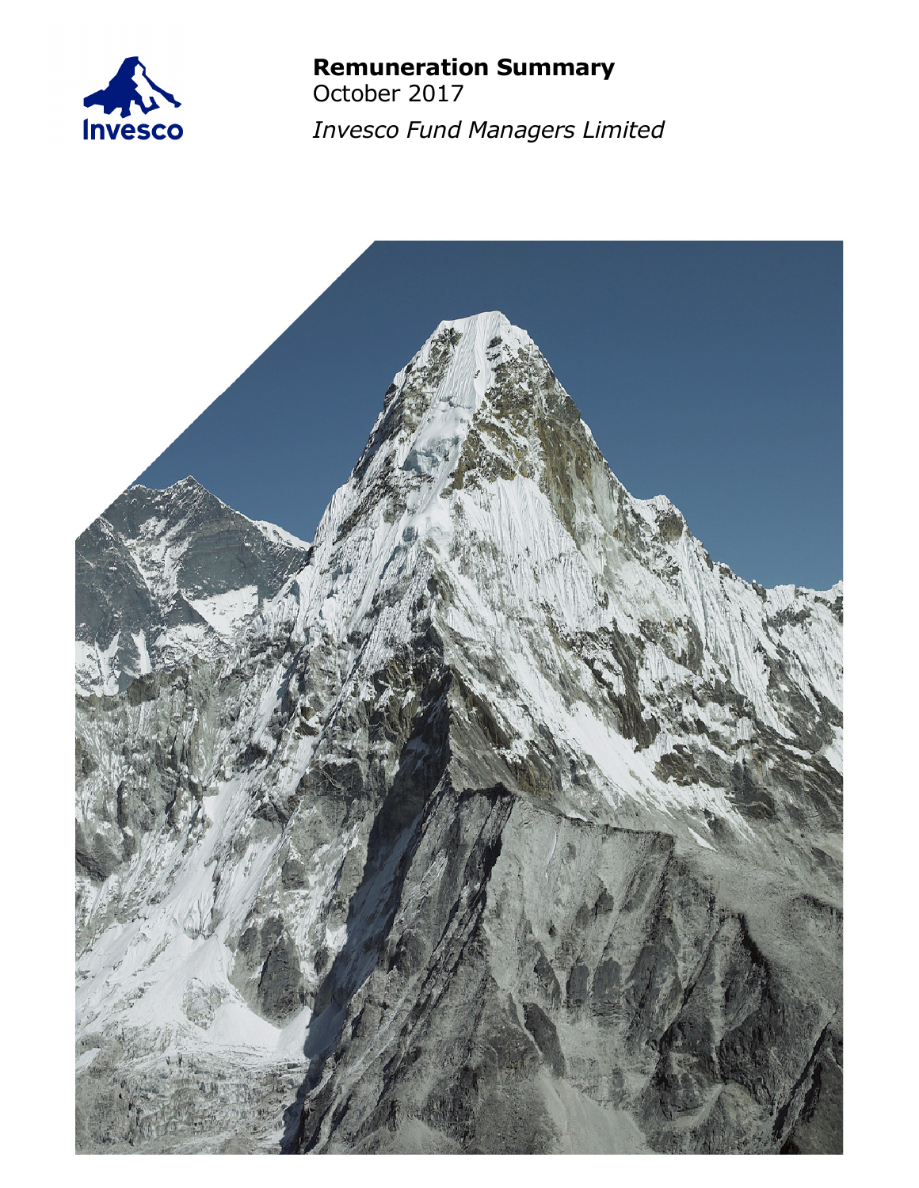Invesco

# Remuneration Summary

October 2017

*Invesco Fund Managers Limited*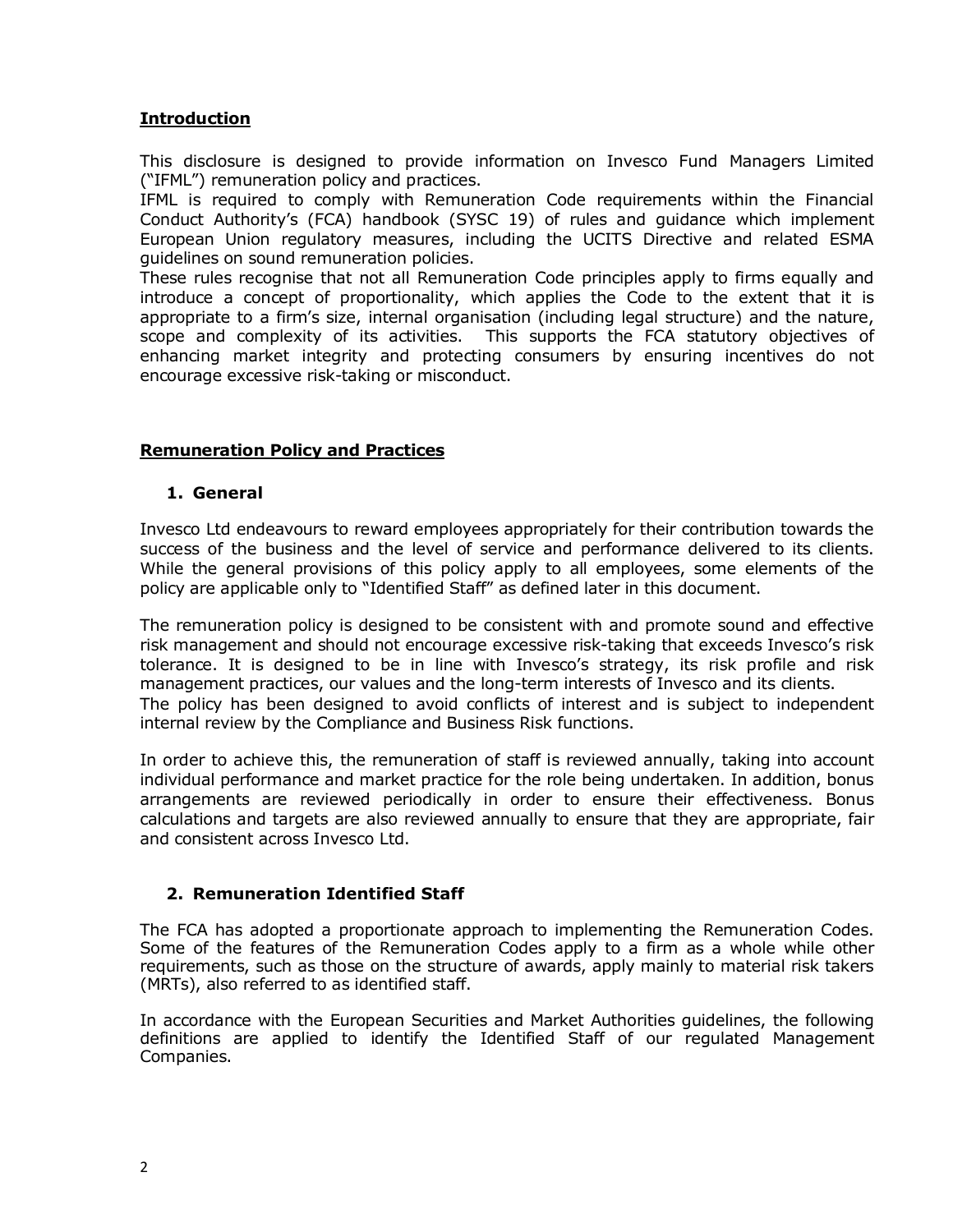## Introduction

This disclosure is designed to provide information on Invesco Fund Managers Limited ("IFML") remuneration policy and practices.

IFML is required to comply with Remuneration Code requirements within the Financial Conduct Authority's (FCA) handbook (SYSC 19) of rules and guidance which implement European Union regulatory measures, including the UCITS Directive and related ESMA guidelines on sound remuneration policies.

These rules recognise that not all Remuneration Code principles apply to firms equally and introduce a concept of proportionality, which applies the Code to the extent that it is appropriate to a firm's size, internal organisation (including legal structure) and the nature, scope and complexity of its activities. This supports the FCA statutory objectives of enhancing market integrity and protecting consumers by ensuring incentives do not encourage excessive risk-taking or misconduct.

## Remuneration Policy and Practices

### 1. General

Invesco Ltd endeavours to reward employees appropriately for their contribution towards the success of the business and the level of service and performance delivered to its clients. While the general provisions of this policy apply to all employees, some elements of the policy are applicable only to "Identified Staff" as defined later in this document.

The remuneration policy is designed to be consistent with and promote sound and effective risk management and should not encourage excessive risk-taking that exceeds Invesco's risk tolerance. It is designed to be in line with Invesco's strategy, its risk profile and risk management practices, our values and the long-term interests of Invesco and its clients.

The policy has been designed to avoid conflicts of interest and is subject to independent internal review by the Compliance and Business Risk functions.

In order to achieve this, the remuneration of staff is reviewed annually, taking into account individual performance and market practice for the role being undertaken. In addition, bonus arrangements are reviewed periodically in order to ensure their effectiveness. Bonus calculations and targets are also reviewed annually to ensure that they are appropriate, fair and consistent across Invesco Ltd.

### 2. Remuneration Identified Staff

The FCA has adopted a proportionate approach to implementing the Remuneration Codes. Some of the features of the Remuneration Codes apply to a firm as a whole while other requirements, such as those on the structure of awards, apply mainly to material risk takers (MRTs), also referred to as identified staff.

In accordance with the European Securities and Market Authorities guidelines, the following definitions are applied to identify the Identified Staff of our regulated Management Companies.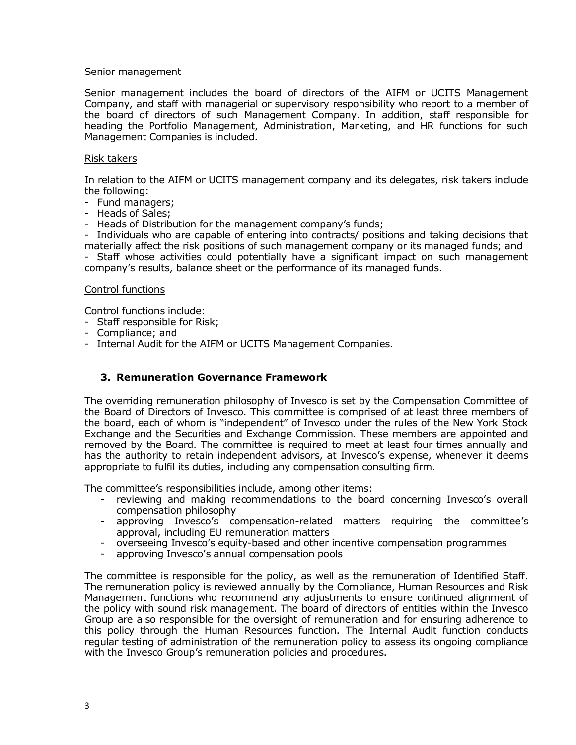Senior management

Senior management includes the board of directors of the AIFM or UCITS Management Company, and staff with managerial or supervisory responsibility who report to a member of the board of directors of such Management Company. In addition, staff responsible for heading the Portfolio Management, Administration, Marketing, and HR functions for such Management Companies is included.

Risk takers

In relation to the AIFM or UCITS management company and its delegates, risk takers include the following:
- Fund managers;
- Heads of Sales;
- Heads of Distribution for the management company's funds;
- Individuals who are capable of entering into contracts/ positions and taking decisions that materially affect the risk positions of such management company or its managed funds; and
- Staff whose activities could potentially have a significant impact on such management company's results, balance sheet or the performance of its managed funds.

Control functions

Control functions include:
- Staff responsible for Risk;
- Compliance; and
- Internal Audit for the AIFM or UCITS Management Companies.

## 3. Remuneration Governance Framework

The overriding remuneration philosophy of Invesco is set by the Compensation Committee of the Board of Directors of Invesco. This committee is comprised of at least three members of the board, each of whom is "independent" of Invesco under the rules of the New York Stock Exchange and the Securities and Exchange Commission. These members are appointed and removed by the Board. The committee is required to meet at least four times annually and has the authority to retain independent advisors, at Invesco's expense, whenever it deems appropriate to fulfil its duties, including any compensation consulting firm.

The committee's responsibilities include, among other items:
- reviewing and making recommendations to the board concerning Invesco's overall compensation philosophy
- approving Invesco's compensation-related matters requiring the committee's approval, including EU remuneration matters
- overseeing Invesco's equity-based and other incentive compensation programmes
- approving Invesco's annual compensation pools

The committee is responsible for the policy, as well as the remuneration of Identified Staff. The remuneration policy is reviewed annually by the Compliance, Human Resources and Risk Management functions who recommend any adjustments to ensure continued alignment of the policy with sound risk management. The board of directors of entities within the Invesco Group are also responsible for the oversight of remuneration and for ensuring adherence to this policy through the Human Resources function. The Internal Audit function conducts regular testing of administration of the remuneration policy to assess its ongoing compliance with the Invesco Group's remuneration policies and procedures.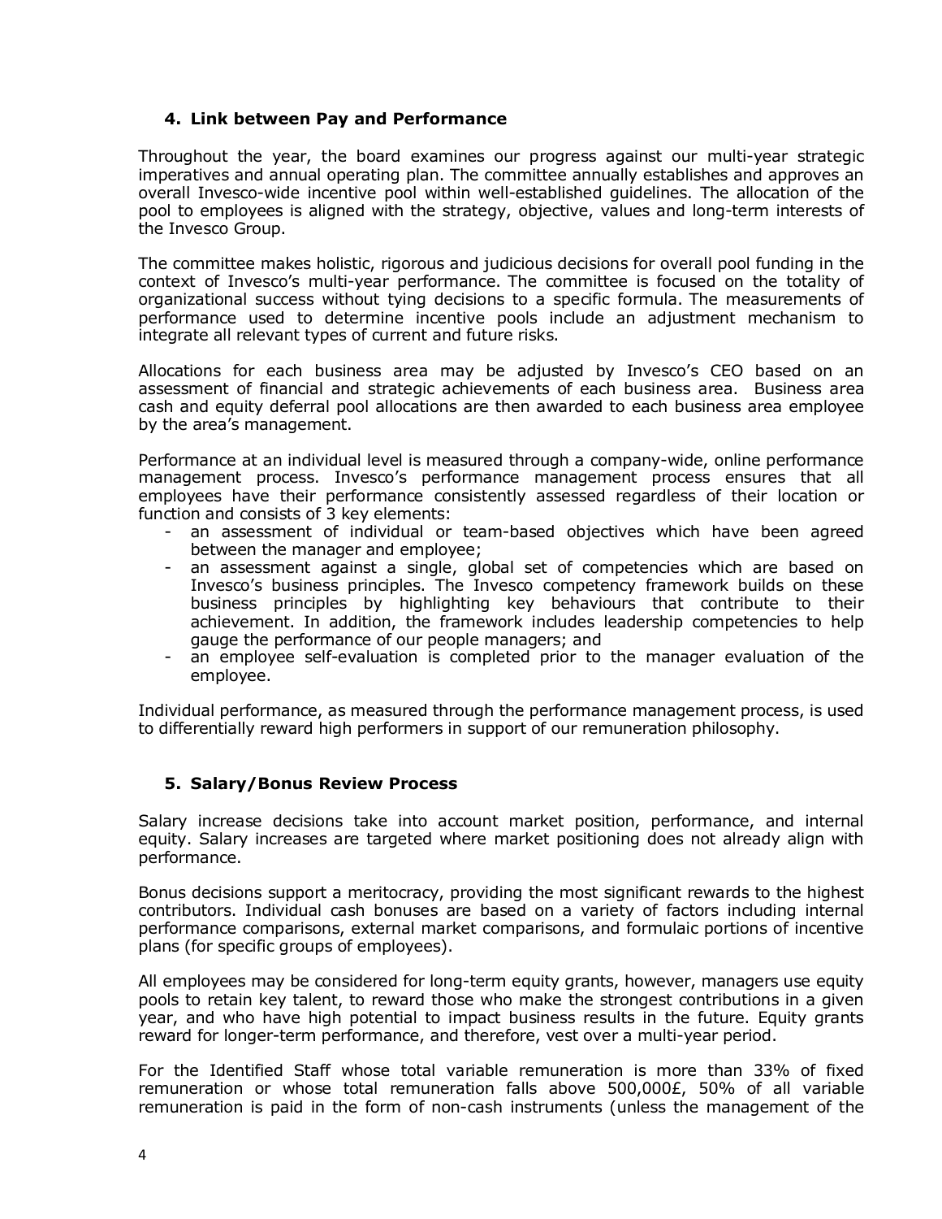## 4. Link between Pay and Performance

Throughout the year, the board examines our progress against our multi-year strategic imperatives and annual operating plan. The committee annually establishes and approves an overall Invesco-wide incentive pool within well-established guidelines. The allocation of the pool to employees is aligned with the strategy, objective, values and long-term interests of the Invesco Group.

The committee makes holistic, rigorous and judicious decisions for overall pool funding in the context of Invesco's multi-year performance. The committee is focused on the totality of organizational success without tying decisions to a specific formula. The measurements of performance used to determine incentive pools include an adjustment mechanism to integrate all relevant types of current and future risks.

Allocations for each business area may be adjusted by Invesco's CEO based on an assessment of financial and strategic achievements of each business area. Business area cash and equity deferral pool allocations are then awarded to each business area employee by the area's management.

Performance at an individual level is measured through a company-wide, online performance management process. Invesco's performance management process ensures that all employees have their performance consistently assessed regardless of their location or function and consists of 3 key elements:

- an assessment of individual or team-based objectives which have been agreed between the manager and employee;
- an assessment against a single, global set of competencies which are based on Invesco's business principles. The Invesco competency framework builds on these business principles by highlighting key behaviours that contribute to their achievement. In addition, the framework includes leadership competencies to help gauge the performance of our people managers; and
- an employee self-evaluation is completed prior to the manager evaluation of the employee.

Individual performance, as measured through the performance management process, is used to differentially reward high performers in support of our remuneration philosophy.

## 5. Salary/Bonus Review Process

Salary increase decisions take into account market position, performance, and internal equity. Salary increases are targeted where market positioning does not already align with performance.

Bonus decisions support a meritocracy, providing the most significant rewards to the highest contributors. Individual cash bonuses are based on a variety of factors including internal performance comparisons, external market comparisons, and formulaic portions of incentive plans (for specific groups of employees).

All employees may be considered for long-term equity grants, however, managers use equity pools to retain key talent, to reward those who make the strongest contributions in a given year, and who have high potential to impact business results in the future. Equity grants reward for longer-term performance, and therefore, vest over a multi-year period.

For the Identified Staff whose total variable remuneration is more than 33% of fixed remuneration or whose total remuneration falls above 500,000£, 50% of all variable remuneration is paid in the form of non-cash instruments (unless the management of the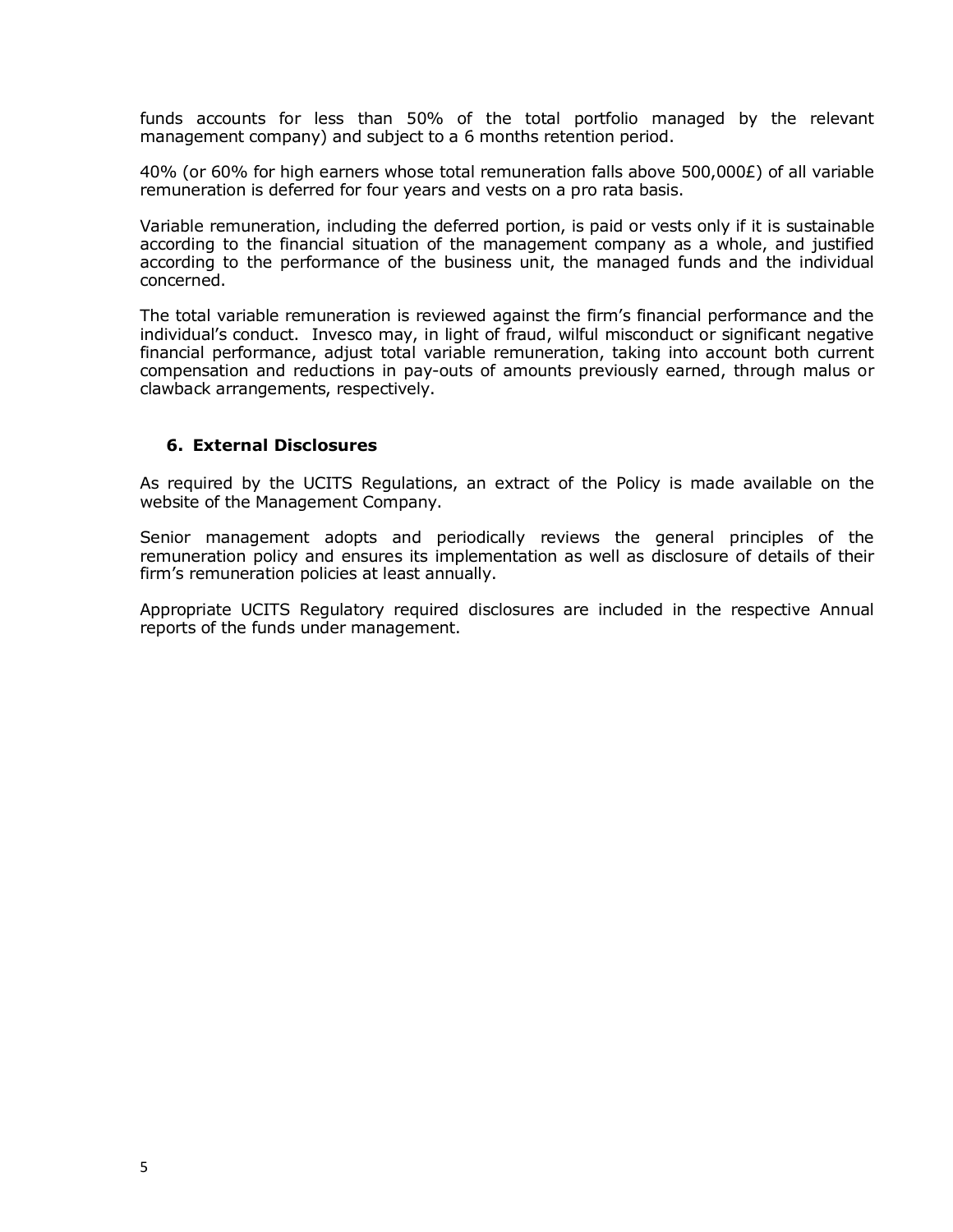funds accounts for less than 50% of the total portfolio managed by the relevant management company) and subject to a 6 months retention period.

40% (or 60% for high earners whose total remuneration falls above 500,000£) of all variable remuneration is deferred for four years and vests on a pro rata basis.

Variable remuneration, including the deferred portion, is paid or vests only if it is sustainable according to the financial situation of the management company as a whole, and justified according to the performance of the business unit, the managed funds and the individual concerned.

The total variable remuneration is reviewed against the firm's financial performance and the individual's conduct. Invesco may, in light of fraud, wilful misconduct or significant negative financial performance, adjust total variable remuneration, taking into account both current compensation and reductions in pay-outs of amounts previously earned, through malus or clawback arrangements, respectively.

## 6. External Disclosures

As required by the UCITS Regulations, an extract of the Policy is made available on the website of the Management Company.

Senior management adopts and periodically reviews the general principles of the remuneration policy and ensures its implementation as well as disclosure of details of their firm's remuneration policies at least annually.

Appropriate UCITS Regulatory required disclosures are included in the respective Annual reports of the funds under management.